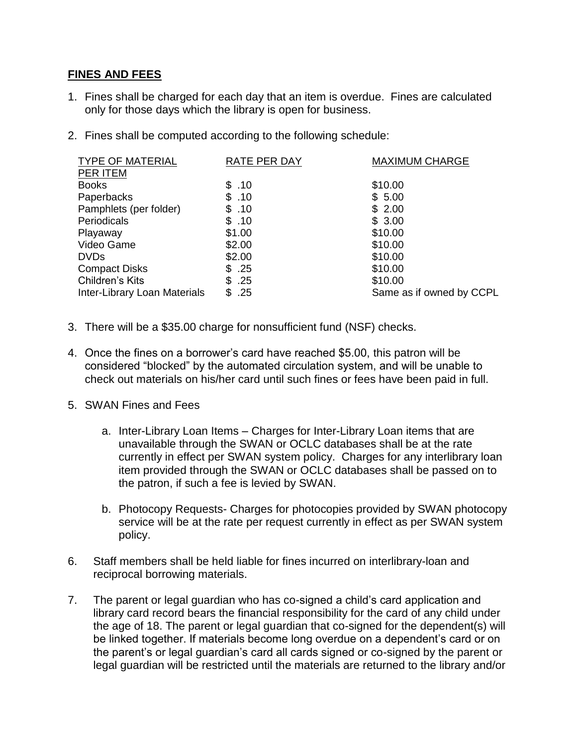## FINES AND FEES

1. Fines shall be charged for each day that an item is overdue. Fines are calculated only for those days which the library is open for business.

2. Fines shall be computed according to the following schedule:

| TYPE OF MATERIAL PER ITEM | RATE PER DAY | MAXIMUM CHARGE |
|---|---|---|
| Books | $ .10 | $10.00 |
| Paperbacks | $ .10 | $ 5.00 |
| Pamphlets (per folder) | $ .10 | $ 2.00 |
| Periodicals | $ .10 | $ 3.00 |
| Playaway | $1.00 | $10.00 |
| Video Game | $2.00 | $10.00 |
| DVDs | $2.00 | $10.00 |
| Compact Disks | $ .25 | $10.00 |
| Children's Kits | $ .25 | $10.00 |
| Inter-Library Loan Materials | $ .25 | Same as if owned by CCPL |

3. There will be a $35.00 charge for nonsufficient fund (NSF) checks.

4. Once the fines on a borrower's card have reached $5.00, this patron will be considered "blocked" by the automated circulation system, and will be unable to check out materials on his/her card until such fines or fees have been paid in full.

5. SWAN Fines and Fees

   a. Inter-Library Loan Items – Charges for Inter-Library Loan items that are unavailable through the SWAN or OCLC databases shall be at the rate currently in effect per SWAN system policy. Charges for any interlibrary loan item provided through the SWAN or OCLC databases shall be passed on to the patron, if such a fee is levied by SWAN.

   b. Photocopy Requests- Charges for photocopies provided by SWAN photocopy service will be at the rate per request currently in effect as per SWAN system policy.

6. Staff members shall be held liable for fines incurred on interlibrary-loan and reciprocal borrowing materials.

7. The parent or legal guardian who has co-signed a child's card application and library card record bears the financial responsibility for the card of any child under the age of 18. The parent or legal guardian that co-signed for the dependent(s) will be linked together. If materials become long overdue on a dependent's card or on the parent's or legal guardian's card all cards signed or co-signed by the parent or legal guardian will be restricted until the materials are returned to the library and/or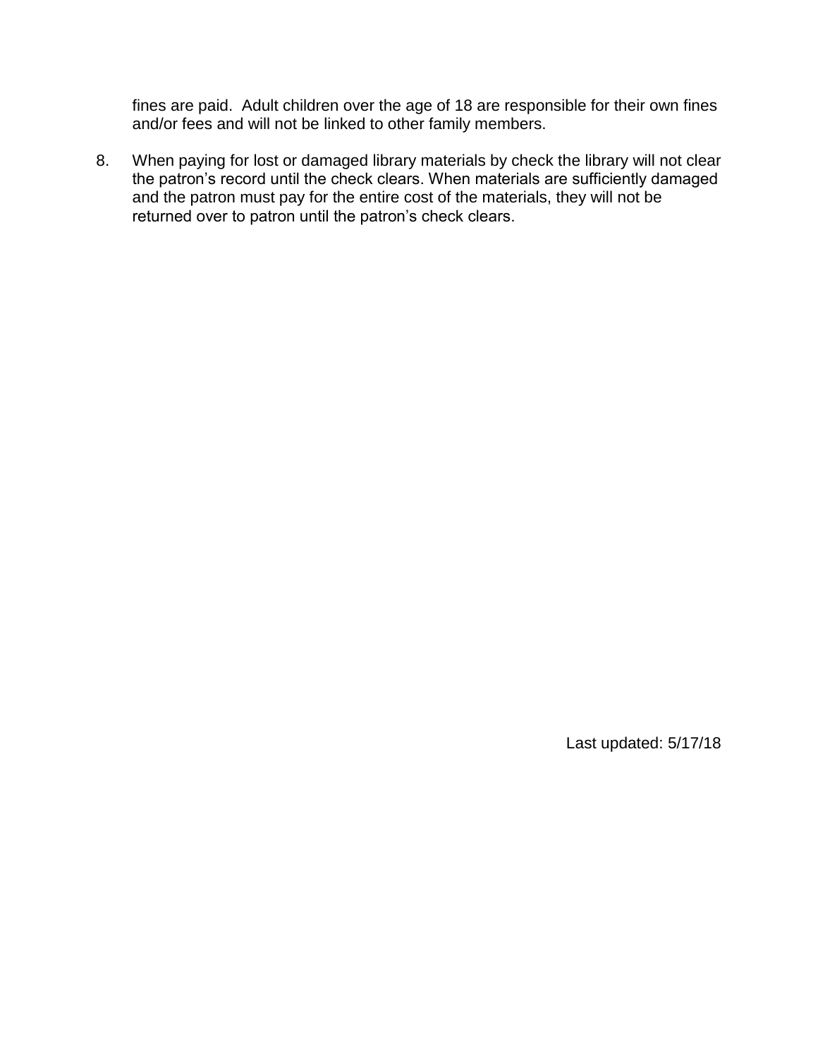fines are paid. Adult children over the age of 18 are responsible for their own fines and/or fees and will not be linked to other family members.

8. When paying for lost or damaged library materials by check the library will not clear the patron's record until the check clears. When materials are sufficiently damaged and the patron must pay for the entire cost of the materials, they will not be returned over to patron until the patron's check clears.

Last updated: 5/17/18